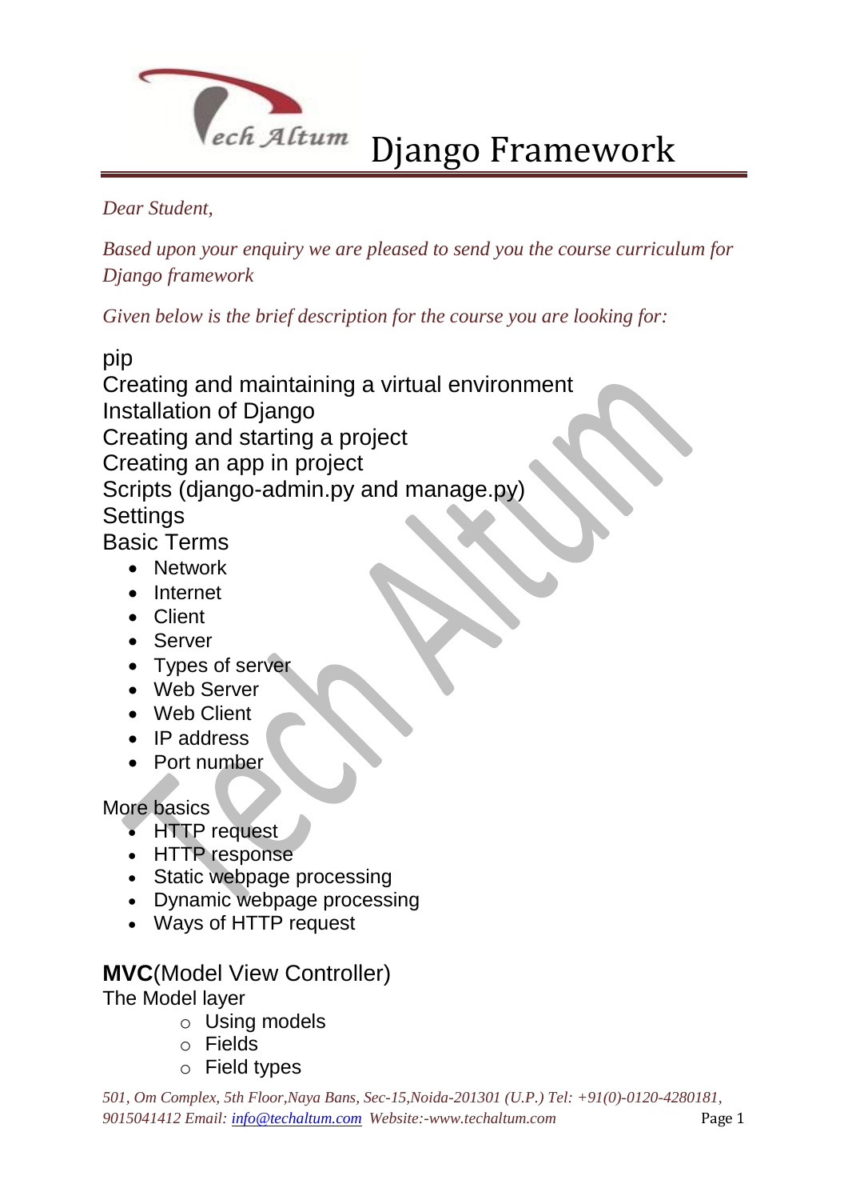# Django Framework

*Dear Student,*

*Based upon your enquiry we are pleased to send you the course curriculum for Django framework*

*Given below is the brief description for the course you are looking for:*

pip
Creating and maintaining a virtual environment
Installation of Django
Creating and starting a project
Creating an app in project
Scripts (django-admin.py and manage.py)
Settings
Basic Terms

- Network
- Internet
- Client
- Server
- Types of server
- Web Server
- Web Client
- IP address
- Port number

More basics

- HTTP request
- HTTP response
- Static webpage processing
- Dynamic webpage processing
- Ways of HTTP request

**MVC**(Model View Controller)

The Model layer

- Using models
- Fields
- Field types

*501, Om Complex, 5th Floor,Naya Bans, Sec-15,Noida-201301 (U.P.) Tel: +91(0)-0120-4280181, 9015041412 Email: info@techaltum.com Website:-www.techaltum.com*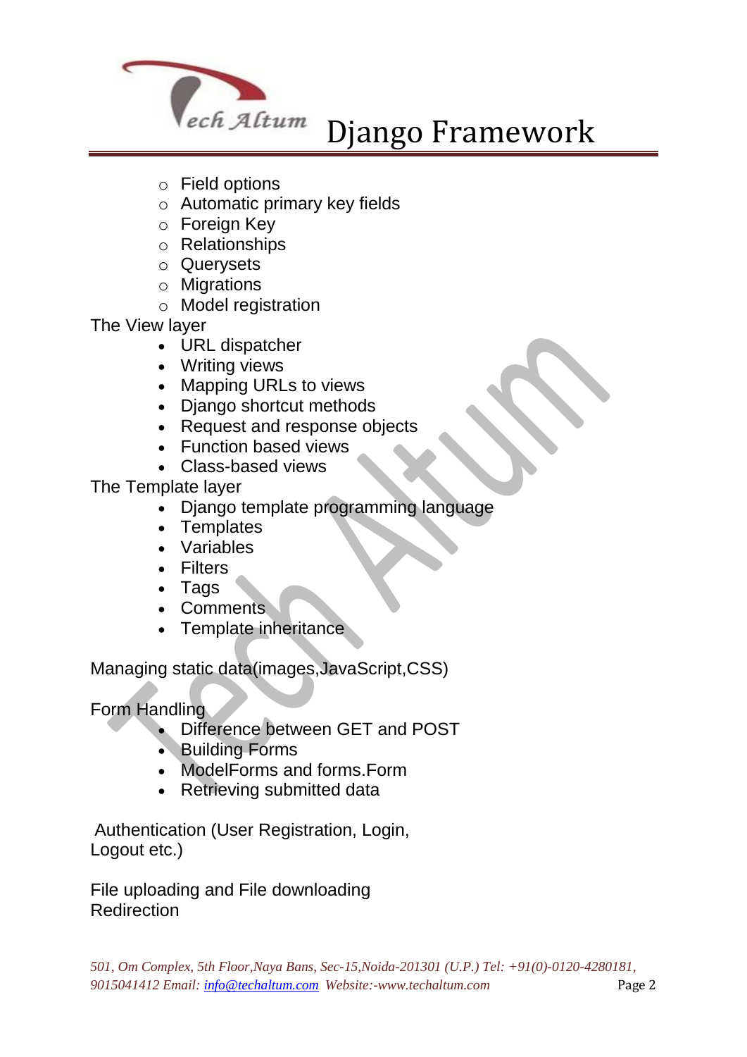- Field options
- Automatic primary key fields
- Foreign Key
- Relationships
- Querysets
- Migrations
- Model registration

The View layer

- URL dispatcher
- Writing views
- Mapping URLs to views
- Django shortcut methods
- Request and response objects
- Function based views
- Class-based views

The Template layer

- Django template programming language
- Templates
- Variables
- Filters
- Tags
- Comments
- Template inheritance

Managing static data(images,JavaScript,CSS)

Form Handling

- Difference between GET and POST
- Building Forms
- ModelForms and forms.Form
- Retrieving submitted data

Authentication (User Registration, Login, Logout etc.)

File uploading and File downloading
Redirection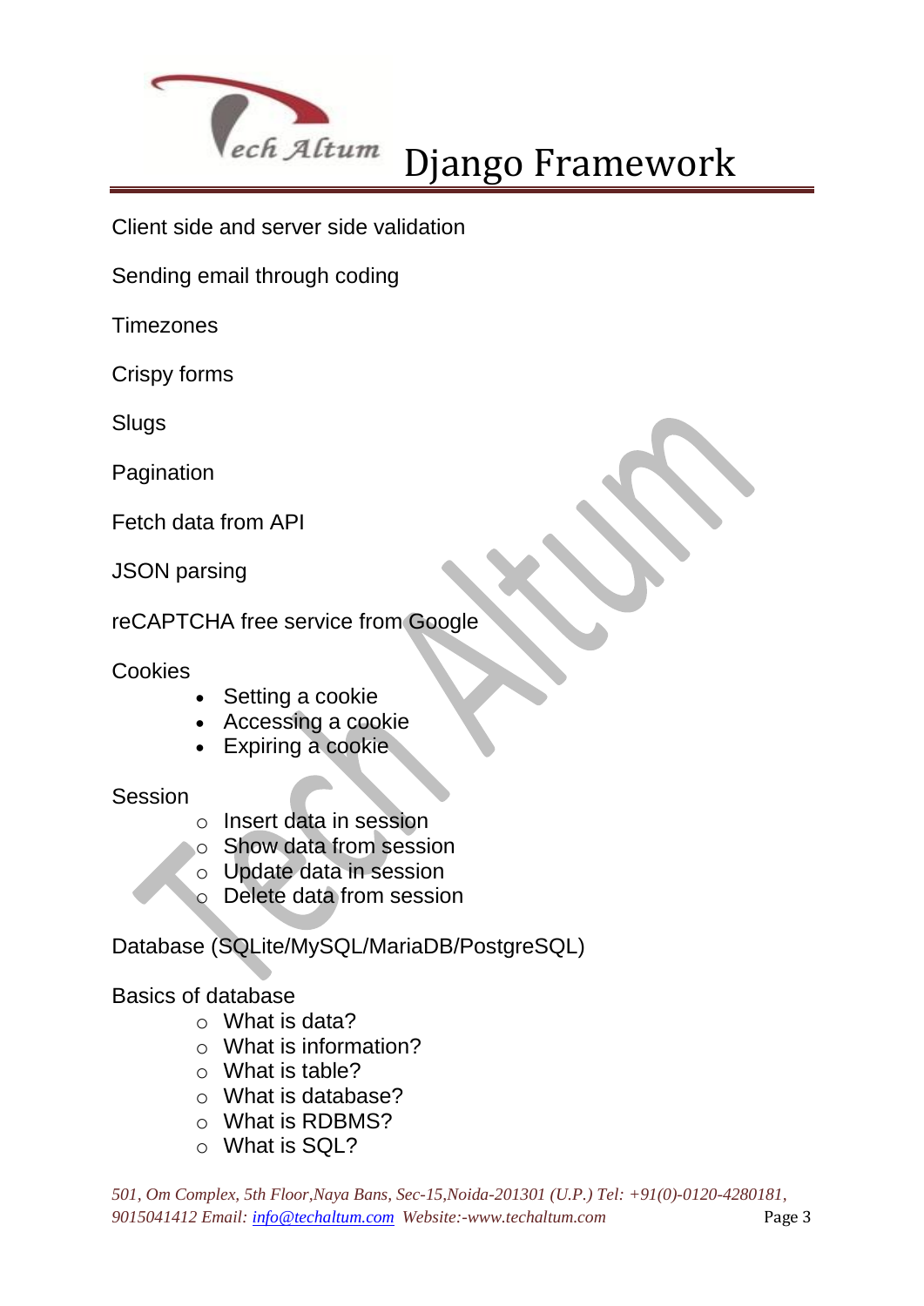Client side and server side validation

Sending email through coding

Timezones

Crispy forms

Slugs

Pagination

Fetch data from API

JSON parsing

reCAPTCHA free service from Google

Cookies

- Setting a cookie
- Accessing a cookie
- Expiring a cookie

Session

- Insert data in session
- Show data from session
- Update data in session
- Delete data from session

Database (SQLite/MySQL/MariaDB/PostgreSQL)

Basics of database

- What is data?
- What is information?
- What is table?
- What is database?
- What is RDBMS?
- What is SQL?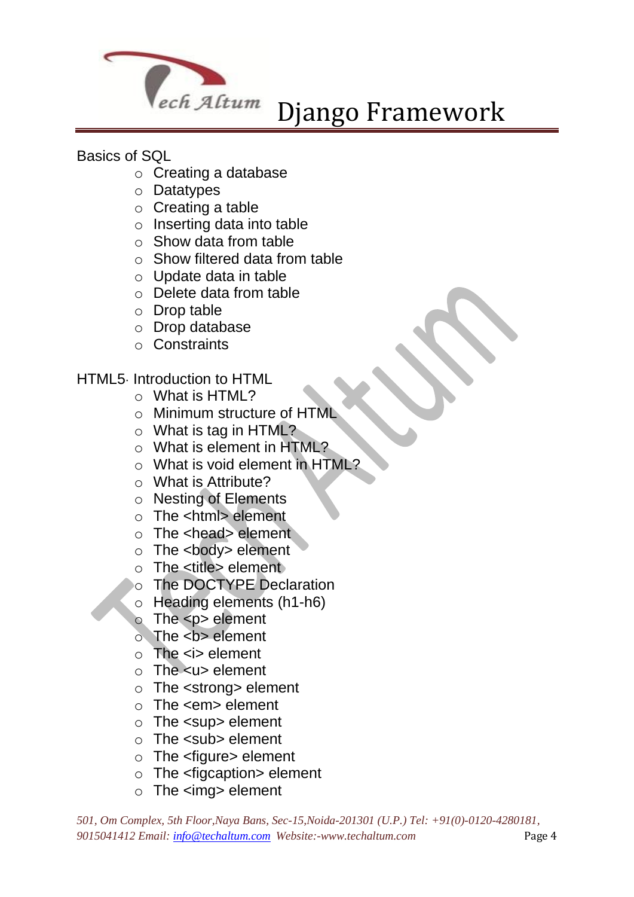Basics of SQL

- Creating a database
- Datatypes
- Creating a table
- Inserting data into table
- Show data from table
- Show filtered data from table
- Update data in table
- Delete data from table
- Drop table
- Drop database
- Constraints

HTML5· Introduction to HTML

- What is HTML?
- Minimum structure of HTML
- What is tag in HTML?
- What is element in HTML?
- What is void element in HTML?
- What is Attribute?
- Nesting of Elements
- The <html> element
- The <head> element
- The <body> element
- The <title> element
- The DOCTYPE Declaration
- Heading elements (h1-h6)
- The <p> element
- The <b> element
- The <i> element
- The <u> element
- The <strong> element
- The <em> element
- The <sup> element
- The <sub> element
- The <figure> element
- The <figcaption> element
- The <img> element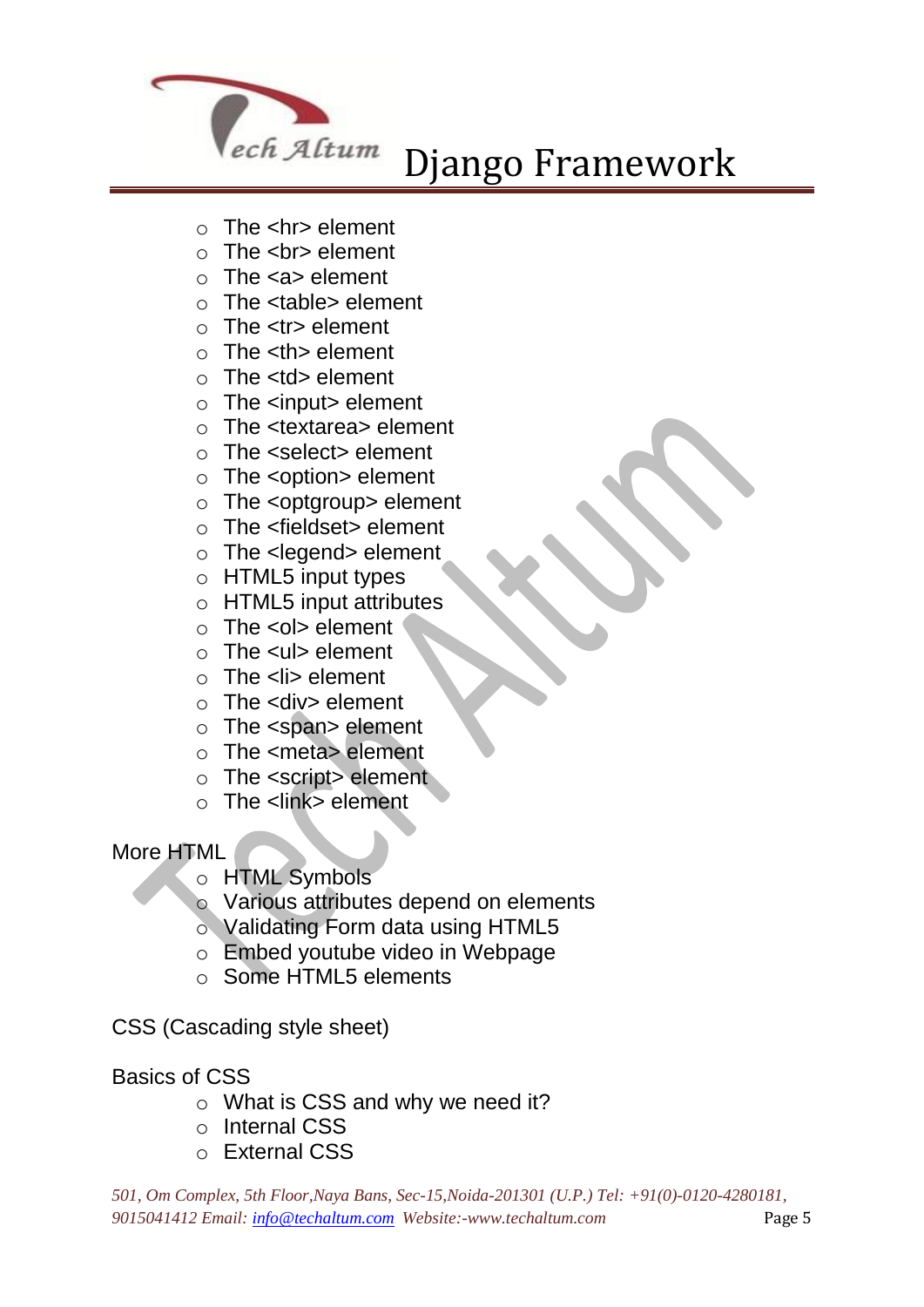- The <hr> element
- The <br> element
- The <a> element
- The <table> element
- The <tr> element
- The <th> element
- The <td> element
- The <input> element
- The <textarea> element
- The <select> element
- The <option> element
- The <optgroup> element
- The <fieldset> element
- The <legend> element
- HTML5 input types
- HTML5 input attributes
- The <ol> element
- The <ul> element
- The <li> element
- The <div> element
- The <span> element
- The <meta> element
- The <script> element
- The <link> element

More HTML

- HTML Symbols
- Various attributes depend on elements
- Validating Form data using HTML5
- Embed youtube video in Webpage
- Some HTML5 elements

CSS (Cascading style sheet)

Basics of CSS

- What is CSS and why we need it?
- Internal CSS
- External CSS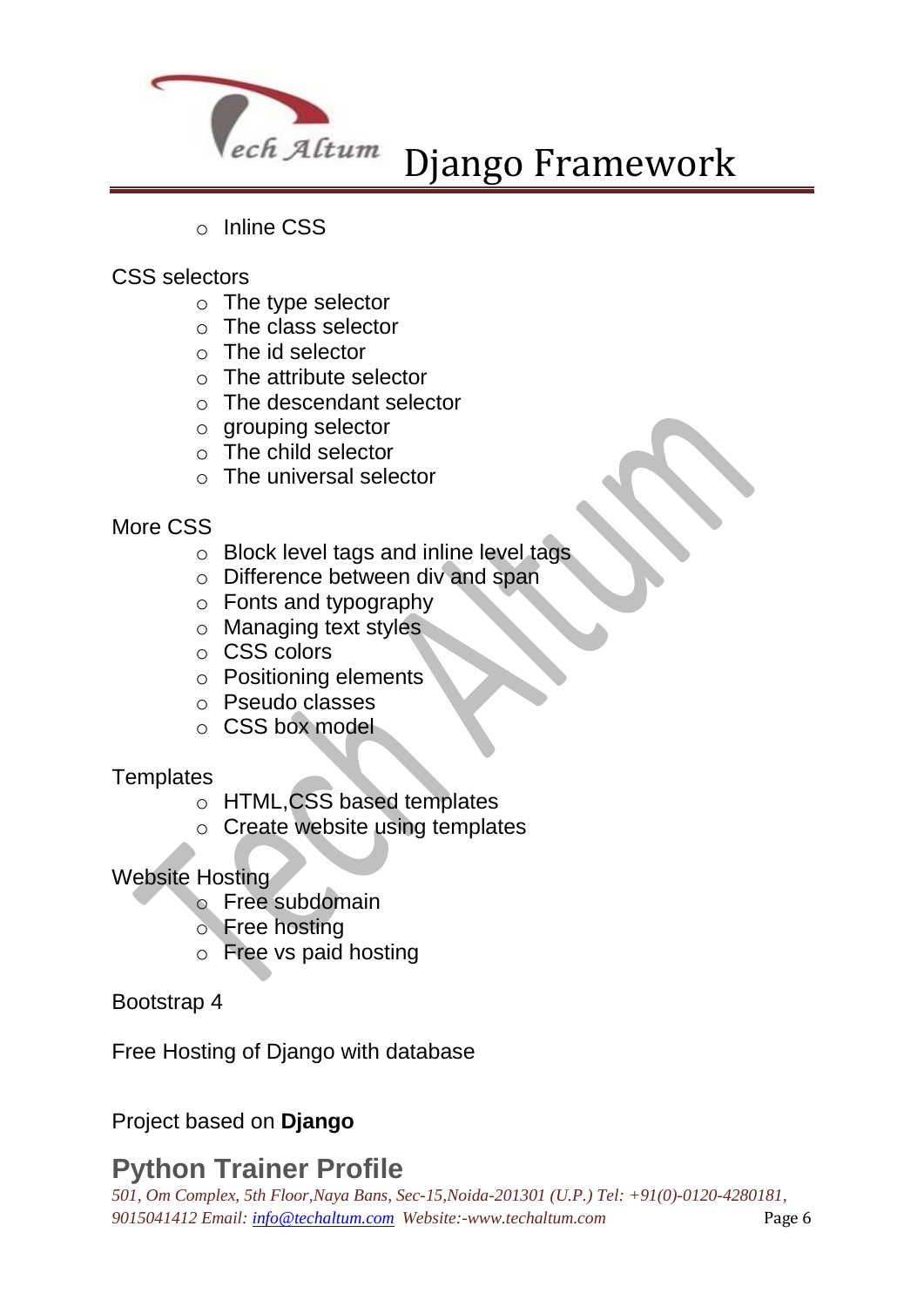- Inline CSS

CSS selectors

- The type selector
- The class selector
- The id selector
- The attribute selector
- The descendant selector
- grouping selector
- The child selector
- The universal selector

More CSS

- Block level tags and inline level tags
- Difference between div and span
- Fonts and typography
- Managing text styles
- CSS colors
- Positioning elements
- Pseudo classes
- CSS box model

Templates

- HTML,CSS based templates
- Create website using templates

Website Hosting

- Free subdomain
- Free hosting
- Free vs paid hosting

Bootstrap 4

Free Hosting of Django with database

Project based on **Django**

## Python Trainer Profile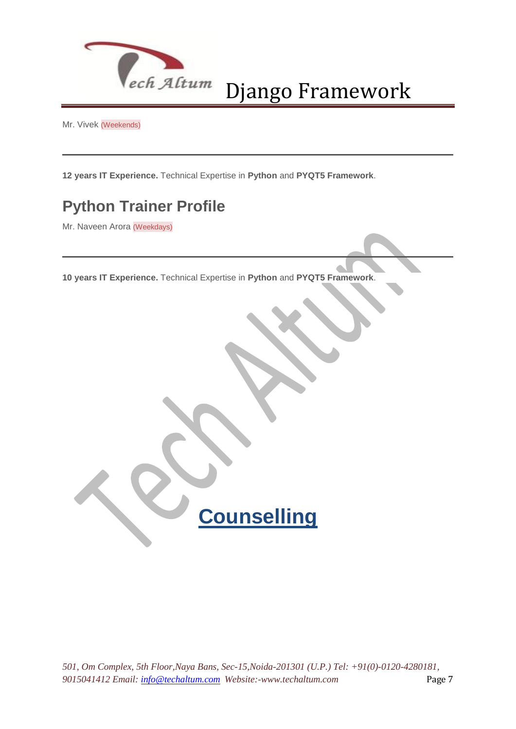Mr. Vivek (Weekends)

---

**12 years IT Experience.** Technical Expertise in **Python** and **PYQT5 Framework**.

## Python Trainer Profile

Mr. Naveen Arora (Weekdays)

---

**10 years IT Experience.** Technical Expertise in **Python** and **PYQT5 Framework**.

# Counselling